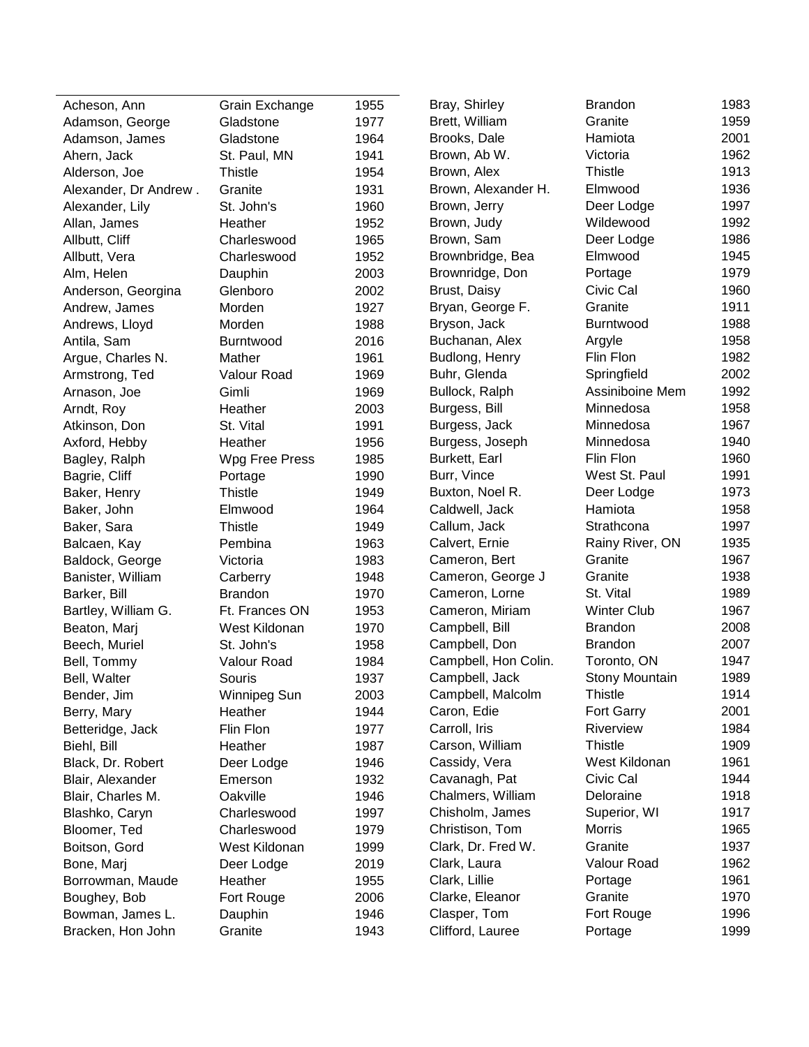| Name | Club | Year |
|---|---|---|
| Acheson, Ann | Grain Exchange | 1955 |
| Adamson, George | Gladstone | 1977 |
| Adamson, James | Gladstone | 1964 |
| Ahern, Jack | St. Paul, MN | 1941 |
| Alderson, Joe | Thistle | 1954 |
| Alexander, Dr Andrew . | Granite | 1931 |
| Alexander, Lily | St. John's | 1960 |
| Allan, James | Heather | 1952 |
| Allbutt, Cliff | Charleswood | 1965 |
| Allbutt, Vera | Charleswood | 1952 |
| Alm, Helen | Dauphin | 2003 |
| Anderson, Georgina | Glenboro | 2002 |
| Andrew, James | Morden | 1927 |
| Andrews, Lloyd | Morden | 1988 |
| Antila, Sam | Burntwood | 2016 |
| Argue, Charles N. | Mather | 1961 |
| Armstrong, Ted | Valour Road | 1969 |
| Arnason, Joe | Gimli | 1969 |
| Arndt, Roy | Heather | 2003 |
| Atkinson, Don | St. Vital | 1991 |
| Axford, Hebby | Heather | 1956 |
| Bagley, Ralph | Wpg Free Press | 1985 |
| Bagrie, Cliff | Portage | 1990 |
| Baker, Henry | Thistle | 1949 |
| Baker, John | Elmwood | 1964 |
| Baker, Sara | Thistle | 1949 |
| Balcaen, Kay | Pembina | 1963 |
| Baldock, George | Victoria | 1983 |
| Banister, William | Carberry | 1948 |
| Barker, Bill | Brandon | 1970 |
| Bartley, William G. | Ft. Frances ON | 1953 |
| Beaton, Marj | West Kildonan | 1970 |
| Beech, Muriel | St. John's | 1958 |
| Bell, Tommy | Valour Road | 1984 |
| Bell, Walter | Souris | 1937 |
| Bender, Jim | Winnipeg Sun | 2003 |
| Berry, Mary | Heather | 1944 |
| Betteridge, Jack | Flin Flon | 1977 |
| Biehl, Bill | Heather | 1987 |
| Black, Dr. Robert | Deer Lodge | 1946 |
| Blair, Alexander | Emerson | 1932 |
| Blair, Charles M. | Oakville | 1946 |
| Blashko, Caryn | Charleswood | 1997 |
| Bloomer, Ted | Charleswood | 1979 |
| Boitson, Gord | West Kildonan | 1999 |
| Bone, Marj | Deer Lodge | 2019 |
| Borrowman, Maude | Heather | 1955 |
| Boughey, Bob | Fort Rouge | 2006 |
| Bowman, James L. | Dauphin | 1946 |
| Bracken, Hon John | Granite | 1943 |
| Bray, Shirley | Brandon | 1983 |
| Brett, William | Granite | 1959 |
| Brooks, Dale | Hamiota | 2001 |
| Brown, Ab W. | Victoria | 1962 |
| Brown, Alex | Thistle | 1913 |
| Brown, Alexander H. | Elmwood | 1936 |
| Brown, Jerry | Deer Lodge | 1997 |
| Brown, Judy | Wildewood | 1992 |
| Brown, Sam | Deer Lodge | 1986 |
| Brownbridge, Bea | Elmwood | 1945 |
| Brownridge, Don | Portage | 1979 |
| Brust, Daisy | Civic Cal | 1960 |
| Bryan, George F. | Granite | 1911 |
| Bryson, Jack | Burntwood | 1988 |
| Buchanan, Alex | Argyle | 1958 |
| Budlong, Henry | Flin Flon | 1982 |
| Buhr, Glenda | Springfield | 2002 |
| Bullock, Ralph | Assiniboine Mem | 1992 |
| Burgess, Bill | Minnedosa | 1958 |
| Burgess, Jack | Minnedosa | 1967 |
| Burgess, Joseph | Minnedosa | 1940 |
| Burkett, Earl | Flin Flon | 1960 |
| Burr, Vince | West St. Paul | 1991 |
| Buxton, Noel R. | Deer Lodge | 1973 |
| Caldwell, Jack | Hamiota | 1958 |
| Callum, Jack | Strathcona | 1997 |
| Calvert, Ernie | Rainy River, ON | 1935 |
| Cameron, Bert | Granite | 1967 |
| Cameron, George J | Granite | 1938 |
| Cameron, Lorne | St. Vital | 1989 |
| Cameron, Miriam | Winter Club | 1967 |
| Campbell, Bill | Brandon | 2008 |
| Campbell, Don | Brandon | 2007 |
| Campbell, Hon Colin. | Toronto, ON | 1947 |
| Campbell, Jack | Stony Mountain | 1989 |
| Campbell, Malcolm | Thistle | 1914 |
| Caron, Edie | Fort Garry | 2001 |
| Carroll, Iris | Riverview | 1984 |
| Carson, William | Thistle | 1909 |
| Cassidy, Vera | West Kildonan | 1961 |
| Cavanagh, Pat | Civic Cal | 1944 |
| Chalmers, William | Deloraine | 1918 |
| Chisholm, James | Superior, WI | 1917 |
| Christison, Tom | Morris | 1965 |
| Clark, Dr. Fred W. | Granite | 1937 |
| Clark, Laura | Valour Road | 1962 |
| Clark, Lillie | Portage | 1961 |
| Clarke, Eleanor | Granite | 1970 |
| Clasper, Tom | Fort Rouge | 1996 |
| Clifford, Lauree | Portage | 1999 |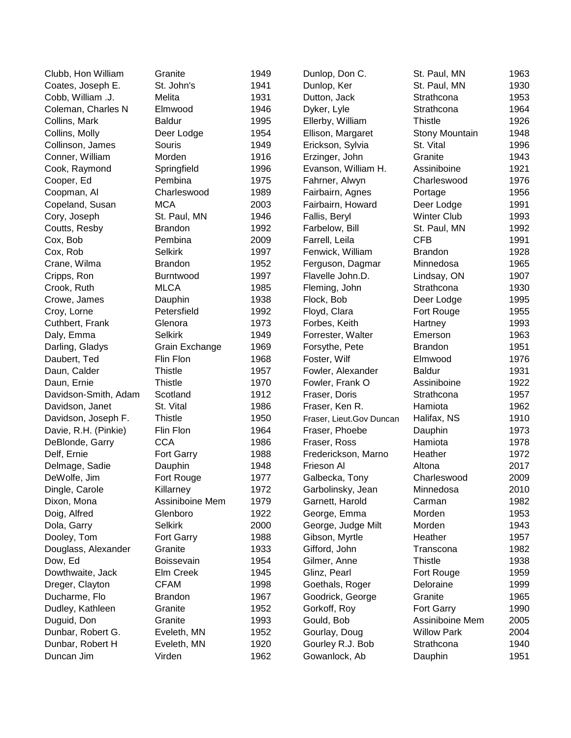| | | |
|---|---|---|
| Clubb, Hon William | Granite | 1949 |
| Coates, Joseph E. | St. John's | 1941 |
| Cobb, William .J. | Melita | 1931 |
| Coleman, Charles N | Elmwood | 1946 |
| Collins, Mark | Baldur | 1995 |
| Collins, Molly | Deer Lodge | 1954 |
| Collinson, James | Souris | 1949 |
| Conner, William | Morden | 1916 |
| Cook, Raymond | Springfield | 1996 |
| Cooper, Ed | Pembina | 1975 |
| Coopman, Al | Charleswood | 1989 |
| Copeland, Susan | MCA | 2003 |
| Cory, Joseph | St. Paul, MN | 1946 |
| Coutts, Resby | Brandon | 1992 |
| Cox, Bob | Pembina | 2009 |
| Cox, Rob | Selkirk | 1997 |
| Crane, Wilma | Brandon | 1952 |
| Cripps, Ron | Burntwood | 1997 |
| Crook, Ruth | MLCA | 1985 |
| Crowe, James | Dauphin | 1938 |
| Croy, Lorne | Petersfield | 1992 |
| Cuthbert, Frank | Glenora | 1973 |
| Daly, Emma | Selkirk | 1949 |
| Darling, Gladys | Grain Exchange | 1969 |
| Daubert, Ted | Flin Flon | 1968 |
| Daun, Calder | Thistle | 1957 |
| Daun, Ernie | Thistle | 1970 |
| Davidson-Smith, Adam | Scotland | 1912 |
| Davidson, Janet | St. Vital | 1986 |
| Davidson, Joseph F. | Thistle | 1950 |
| Davie, R.H. (Pinkie) | Flin Flon | 1964 |
| DeBlonde, Garry | CCA | 1986 |
| Delf, Ernie | Fort Garry | 1988 |
| Delmage, Sadie | Dauphin | 1948 |
| DeWolfe, Jim | Fort Rouge | 1977 |
| Dingle, Carole | Killarney | 1972 |
| Dixon, Mona | Assiniboine Mem | 1979 |
| Doig, Alfred | Glenboro | 1922 |
| Dola, Garry | Selkirk | 2000 |
| Dooley, Tom | Fort Garry | 1988 |
| Douglass, Alexander | Granite | 1933 |
| Dow, Ed | Boissevain | 1954 |
| Dowthwaite, Jack | Elm Creek | 1945 |
| Dreger, Clayton | CFAM | 1998 |
| Ducharme, Flo | Brandon | 1967 |
| Dudley, Kathleen | Granite | 1952 |
| Duguid, Don | Granite | 1993 |
| Dunbar, Robert G. | Eveleth, MN | 1952 |
| Dunbar, Robert H | Eveleth, MN | 1920 |
| Duncan Jim | Virden | 1962 |
| Dunlop, Don C. | St. Paul, MN | 1963 |
| Dunlop, Ker | St. Paul, MN | 1930 |
| Dutton, Jack | Strathcona | 1953 |
| Dyker, Lyle | Strathcona | 1964 |
| Ellerby, William | Thistle | 1926 |
| Ellison, Margaret | Stony Mountain | 1948 |
| Erickson, Sylvia | St. Vital | 1996 |
| Erzinger, John | Granite | 1943 |
| Evanson, William H. | Assiniboine | 1921 |
| Fahrner, Alwyn | Charleswood | 1976 |
| Fairbairn, Agnes | Portage | 1956 |
| Fairbairn, Howard | Deer Lodge | 1991 |
| Fallis, Beryl | Winter Club | 1993 |
| Farbelow, Bill | St. Paul, MN | 1992 |
| Farrell, Leila | CFB | 1991 |
| Fenwick, William | Brandon | 1928 |
| Ferguson, Dagmar | Minnedosa | 1965 |
| Flavelle John.D. | Lindsay, ON | 1907 |
| Fleming, John | Strathcona | 1930 |
| Flock, Bob | Deer Lodge | 1995 |
| Floyd, Clara | Fort Rouge | 1955 |
| Forbes, Keith | Hartney | 1993 |
| Forrester, Walter | Emerson | 1963 |
| Forsythe, Pete | Brandon | 1951 |
| Foster, Wilf | Elmwood | 1976 |
| Fowler, Alexander | Baldur | 1931 |
| Fowler, Frank O | Assiniboine | 1922 |
| Fraser, Doris | Strathcona | 1957 |
| Fraser, Ken R. | Hamiota | 1962 |
| Fraser, Lieut.Gov Duncan | Halifax, NS | 1910 |
| Fraser, Phoebe | Dauphin | 1973 |
| Fraser, Ross | Hamiota | 1978 |
| Frederickson, Marno | Heather | 1972 |
| Frieson Al | Altona | 2017 |
| Galbecka, Tony | Charleswood | 2009 |
| Garbolinsky, Jean | Minnedosa | 2010 |
| Garnett, Harold | Carman | 1982 |
| George, Emma | Morden | 1953 |
| George, Judge Milt | Morden | 1943 |
| Gibson, Myrtle | Heather | 1957 |
| Gifford, John | Transcona | 1982 |
| Gilmer, Anne | Thistle | 1938 |
| Glinz, Pearl | Fort Rouge | 1959 |
| Goethals, Roger | Deloraine | 1999 |
| Goodrick, George | Granite | 1965 |
| Gorkoff, Roy | Fort Garry | 1990 |
| Gould, Bob | Assiniboine Mem | 2005 |
| Gourlay, Doug | Willow Park | 2004 |
| Gourley R.J. Bob | Strathcona | 1940 |
| Gowanlock, Ab | Dauphin | 1951 |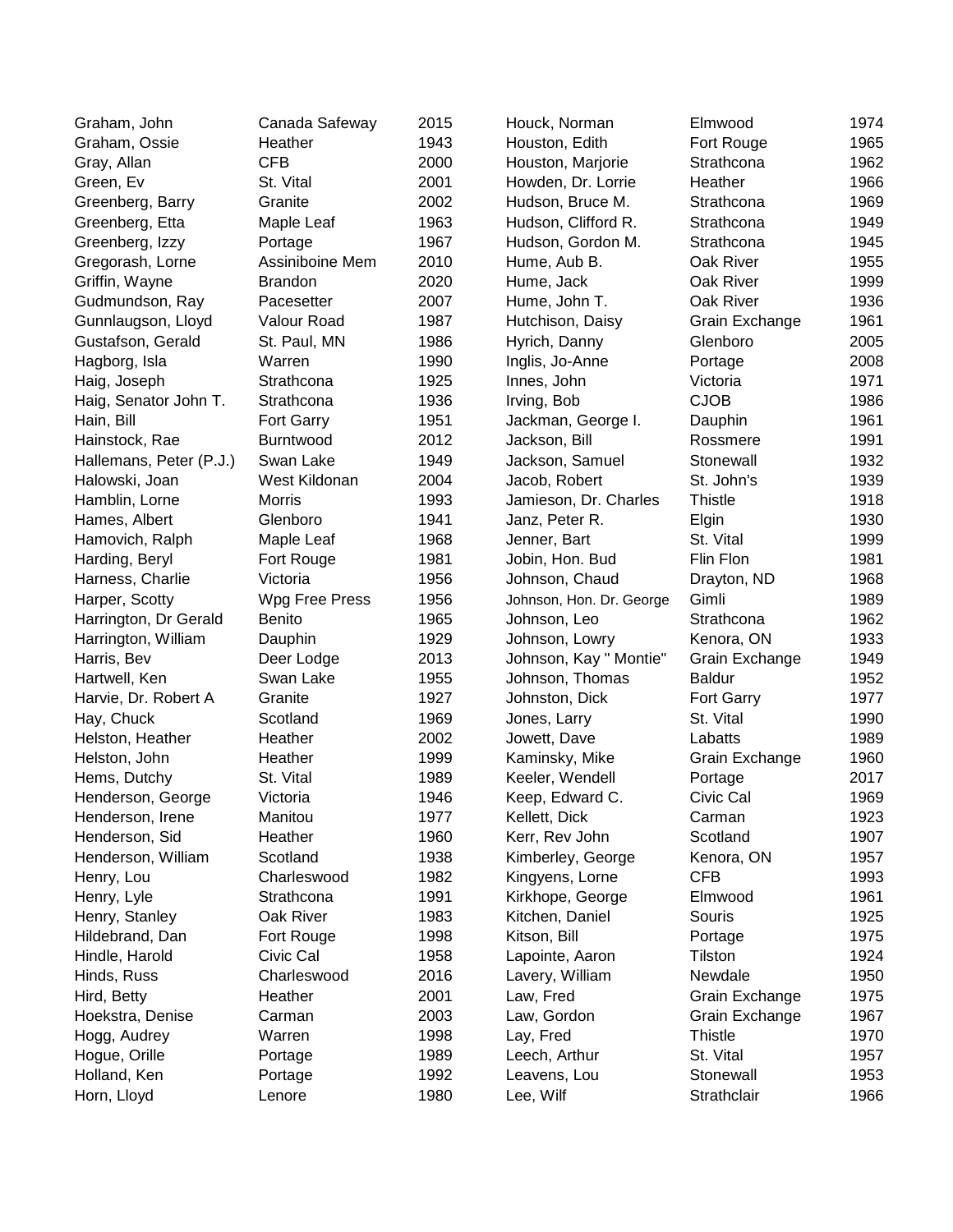| | | | | | |
|---|---|---|---|---|---|
| Graham, John | Canada Safeway | 2015 | Houck, Norman | Elmwood | 1974 |
| Graham, Ossie | Heather | 1943 | Houston, Edith | Fort Rouge | 1965 |
| Gray, Allan | CFB | 2000 | Houston, Marjorie | Strathcona | 1962 |
| Green, Ev | St. Vital | 2001 | Howden, Dr. Lorrie | Heather | 1966 |
| Greenberg, Barry | Granite | 2002 | Hudson, Bruce M. | Strathcona | 1969 |
| Greenberg, Etta | Maple Leaf | 1963 | Hudson, Clifford R. | Strathcona | 1949 |
| Greenberg, Izzy | Portage | 1967 | Hudson, Gordon M. | Strathcona | 1945 |
| Gregorash, Lorne | Assiniboine Mem | 2010 | Hume, Aub B. | Oak River | 1955 |
| Griffin, Wayne | Brandon | 2020 | Hume, Jack | Oak River | 1999 |
| Gudmundson, Ray | Pacesetter | 2007 | Hume, John T. | Oak River | 1936 |
| Gunnlaugson, Lloyd | Valour Road | 1987 | Hutchison, Daisy | Grain Exchange | 1961 |
| Gustafson, Gerald | St. Paul, MN | 1986 | Hyrich, Danny | Glenboro | 2005 |
| Hagborg, Isla | Warren | 1990 | Inglis, Jo-Anne | Portage | 2008 |
| Haig, Joseph | Strathcona | 1925 | Innes, John | Victoria | 1971 |
| Haig, Senator John T. | Strathcona | 1936 | Irving, Bob | CJOB | 1986 |
| Hain, Bill | Fort Garry | 1951 | Jackman, George I. | Dauphin | 1961 |
| Hainstock, Rae | Burntwood | 2012 | Jackson, Bill | Rossmere | 1991 |
| Hallemans, Peter (P.J.) | Swan Lake | 1949 | Jackson, Samuel | Stonewall | 1932 |
| Halowski, Joan | West Kildonan | 2004 | Jacob, Robert | St. John's | 1939 |
| Hamblin, Lorne | Morris | 1993 | Jamieson, Dr. Charles | Thistle | 1918 |
| Hames, Albert | Glenboro | 1941 | Janz, Peter R. | Elgin | 1930 |
| Hamovich, Ralph | Maple Leaf | 1968 | Jenner, Bart | St. Vital | 1999 |
| Harding, Beryl | Fort Rouge | 1981 | Jobin, Hon. Bud | Flin Flon | 1981 |
| Harness, Charlie | Victoria | 1956 | Johnson, Chaud | Drayton, ND | 1968 |
| Harper, Scotty | Wpg Free Press | 1956 | Johnson, Hon. Dr. George | Gimli | 1989 |
| Harrington, Dr Gerald | Benito | 1965 | Johnson, Leo | Strathcona | 1962 |
| Harrington, William | Dauphin | 1929 | Johnson, Lowry | Kenora, ON | 1933 |
| Harris, Bev | Deer Lodge | 2013 | Johnson, Kay " Montie" | Grain Exchange | 1949 |
| Hartwell, Ken | Swan Lake | 1955 | Johnson, Thomas | Baldur | 1952 |
| Harvie, Dr. Robert A | Granite | 1927 | Johnston, Dick | Fort Garry | 1977 |
| Hay, Chuck | Scotland | 1969 | Jones, Larry | St. Vital | 1990 |
| Helston, Heather | Heather | 2002 | Jowett, Dave | Labatts | 1989 |
| Helston, John | Heather | 1999 | Kaminsky, Mike | Grain Exchange | 1960 |
| Hems, Dutchy | St. Vital | 1989 | Keeler, Wendell | Portage | 2017 |
| Henderson, George | Victoria | 1946 | Keep, Edward C. | Civic Cal | 1969 |
| Henderson, Irene | Manitou | 1977 | Kellett, Dick | Carman | 1923 |
| Henderson, Sid | Heather | 1960 | Kerr, Rev John | Scotland | 1907 |
| Henderson, William | Scotland | 1938 | Kimberley, George | Kenora, ON | 1957 |
| Henry, Lou | Charleswood | 1982 | Kingyens, Lorne | CFB | 1993 |
| Henry, Lyle | Strathcona | 1991 | Kirkhope, George | Elmwood | 1961 |
| Henry, Stanley | Oak River | 1983 | Kitchen, Daniel | Souris | 1925 |
| Hildebrand, Dan | Fort Rouge | 1998 | Kitson, Bill | Portage | 1975 |
| Hindle, Harold | Civic Cal | 1958 | Lapointe, Aaron | Tilston | 1924 |
| Hinds, Russ | Charleswood | 2016 | Lavery, William | Newdale | 1950 |
| Hird, Betty | Heather | 2001 | Law, Fred | Grain Exchange | 1975 |
| Hoekstra, Denise | Carman | 2003 | Law, Gordon | Grain Exchange | 1967 |
| Hogg, Audrey | Warren | 1998 | Lay, Fred | Thistle | 1970 |
| Hogue, Orille | Portage | 1989 | Leech, Arthur | St. Vital | 1957 |
| Holland, Ken | Portage | 1992 | Leavens, Lou | Stonewall | 1953 |
| Horn, Lloyd | Lenore | 1980 | Lee, Wilf | Strathclair | 1966 |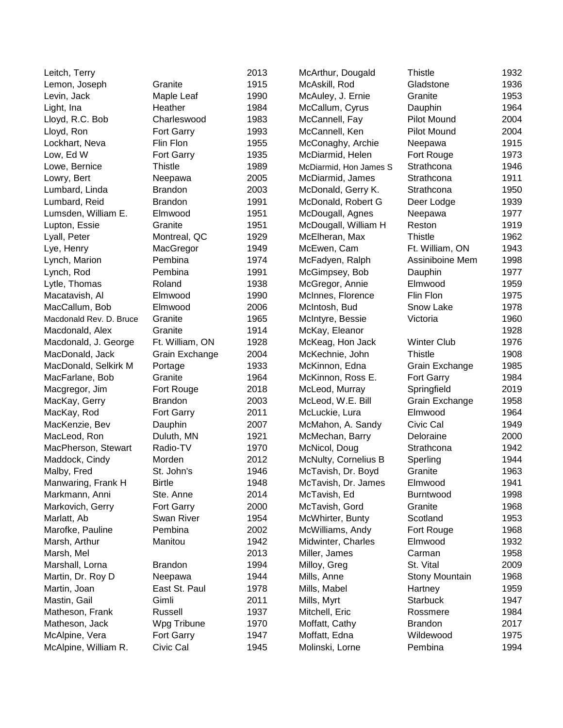| | | |
|---|---|---|
| Leitch, Terry | | 2013 |
| Lemon, Joseph | Granite | 1915 |
| Levin, Jack | Maple Leaf | 1990 |
| Light, Ina | Heather | 1984 |
| Lloyd, R.C. Bob | Charleswood | 1983 |
| Lloyd, Ron | Fort Garry | 1993 |
| Lockhart, Neva | Flin Flon | 1955 |
| Low, Ed W | Fort Garry | 1935 |
| Lowe, Bernice | Thistle | 1989 |
| Lowry, Bert | Neepawa | 2005 |
| Lumbard, Linda | Brandon | 2003 |
| Lumbard, Reid | Brandon | 1991 |
| Lumsden, William E. | Elmwood | 1951 |
| Lupton, Essie | Granite | 1951 |
| Lyall, Peter | Montreal, QC | 1929 |
| Lye, Henry | MacGregor | 1949 |
| Lynch, Marion | Pembina | 1974 |
| Lynch, Rod | Pembina | 1991 |
| Lytle, Thomas | Roland | 1938 |
| Macatavish, Al | Elmwood | 1990 |
| MacCallum, Bob | Elmwood | 2006 |
| Macdonald Rev. D. Bruce | Granite | 1965 |
| Macdonald, Alex | Granite | 1914 |
| Macdonald, J. George | Ft. William, ON | 1928 |
| MacDonald, Jack | Grain Exchange | 2004 |
| MacDonald, Selkirk M | Portage | 1933 |
| MacFarlane, Bob | Granite | 1964 |
| Macgregor, Jim | Fort Rouge | 2018 |
| MacKay, Gerry | Brandon | 2003 |
| MacKay, Rod | Fort Garry | 2011 |
| MacKenzie, Bev | Dauphin | 2007 |
| MacLeod, Ron | Duluth, MN | 1921 |
| MacPherson, Stewart | Radio-TV | 1970 |
| Maddock, Cindy | Morden | 2012 |
| Malby, Fred | St. John's | 1946 |
| Manwaring, Frank H | Birtle | 1948 |
| Markmann, Anni | Ste. Anne | 2014 |
| Markovich, Gerry | Fort Garry | 2000 |
| Marlatt, Ab | Swan River | 1954 |
| Marofke, Pauline | Pembina | 2002 |
| Marsh, Arthur | Manitou | 1942 |
| Marsh, Mel | | 2013 |
| Marshall, Lorna | Brandon | 1994 |
| Martin, Dr. Roy D | Neepawa | 1944 |
| Martin, Joan | East St. Paul | 1978 |
| Mastin, Gail | Gimli | 2011 |
| Matheson, Frank | Russell | 1937 |
| Matheson, Jack | Wpg Tribune | 1970 |
| McAlpine, Vera | Fort Garry | 1947 |
| McAlpine, William R. | Civic Cal | 1945 |
| McArthur, Dougald | Thistle | 1932 |
| McAskill, Rod | Gladstone | 1936 |
| McAuley, J. Ernie | Granite | 1953 |
| McCallum, Cyrus | Dauphin | 1964 |
| McCannell, Fay | Pilot Mound | 2004 |
| McCannell, Ken | Pilot Mound | 2004 |
| McConaghy, Archie | Neepawa | 1915 |
| McDiarmid, Helen | Fort Rouge | 1973 |
| McDiarmid, Hon James S | Strathcona | 1946 |
| McDiarmid, James | Strathcona | 1911 |
| McDonald, Gerry K. | Strathcona | 1950 |
| McDonald, Robert G | Deer Lodge | 1939 |
| McDougall, Agnes | Neepawa | 1977 |
| McDougall, William H | Reston | 1919 |
| McElheran, Max | Thistle | 1962 |
| McEwen, Cam | Ft. William, ON | 1943 |
| McFadyen, Ralph | Assiniboine Mem | 1998 |
| McGimpsey, Bob | Dauphin | 1977 |
| McGregor, Annie | Elmwood | 1959 |
| McInnes, Florence | Flin Flon | 1975 |
| McIntosh, Bud | Snow Lake | 1978 |
| McIntyre, Bessie | Victoria | 1960 |
| McKay, Eleanor | | 1928 |
| McKeag, Hon Jack | Winter Club | 1976 |
| McKechnie, John | Thistle | 1908 |
| McKinnon, Edna | Grain Exchange | 1985 |
| McKinnon, Ross E. | Fort Garry | 1984 |
| McLeod, Murray | Springfield | 2019 |
| McLeod, W.E. Bill | Grain Exchange | 1958 |
| McLuckie, Lura | Elmwood | 1964 |
| McMahon, A. Sandy | Civic Cal | 1949 |
| McMechan, Barry | Deloraine | 2000 |
| McNicol, Doug | Strathcona | 1942 |
| McNulty, Cornelius B | Sperling | 1944 |
| McTavish, Dr. Boyd | Granite | 1963 |
| McTavish, Dr. James | Elmwood | 1941 |
| McTavish, Ed | Burntwood | 1998 |
| McTavish, Gord | Granite | 1968 |
| McWhirter, Bunty | Scotland | 1953 |
| McWilliams, Andy | Fort Rouge | 1968 |
| Midwinter, Charles | Elmwood | 1932 |
| Miller, James | Carman | 1958 |
| Milloy, Greg | St. Vital | 2009 |
| Mills, Anne | Stony Mountain | 1968 |
| Mills, Mabel | Hartney | 1959 |
| Mills, Myrt | Starbuck | 1947 |
| Mitchell, Eric | Rossmere | 1984 |
| Moffatt, Cathy | Brandon | 2017 |
| Moffatt, Edna | Wildewood | 1975 |
| Molinski, Lorne | Pembina | 1994 |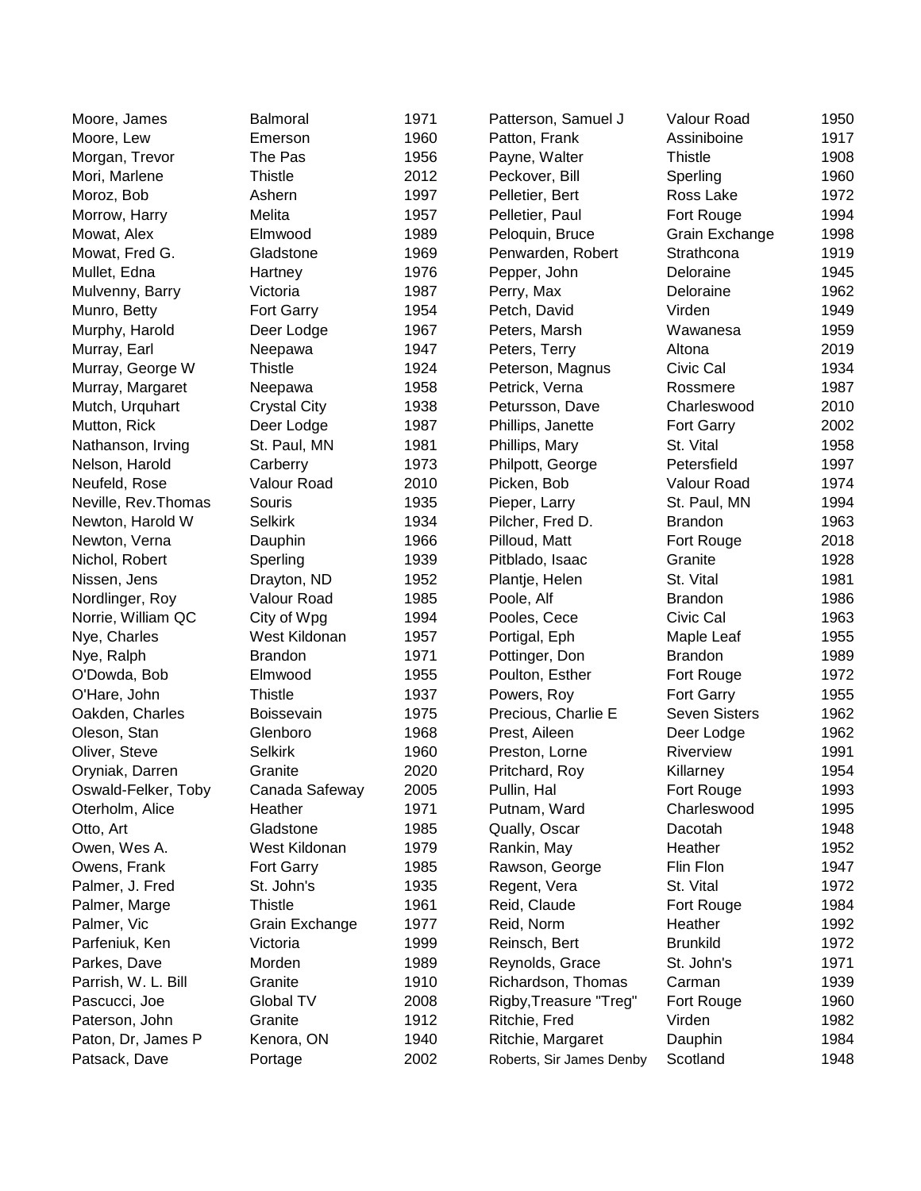| Name | Location | Year |
|---|---|---|
| Moore, James | Balmoral | 1971 |
| Moore, Lew | Emerson | 1960 |
| Morgan, Trevor | The Pas | 1956 |
| Mori, Marlene | Thistle | 2012 |
| Moroz, Bob | Ashern | 1997 |
| Morrow, Harry | Melita | 1957 |
| Mowat, Alex | Elmwood | 1989 |
| Mowat, Fred G. | Gladstone | 1969 |
| Mullet, Edna | Hartney | 1976 |
| Mulvenny, Barry | Victoria | 1987 |
| Munro, Betty | Fort Garry | 1954 |
| Murphy, Harold | Deer Lodge | 1967 |
| Murray, Earl | Neepawa | 1947 |
| Murray, George W | Thistle | 1924 |
| Murray, Margaret | Neepawa | 1958 |
| Mutch, Urquhart | Crystal City | 1938 |
| Mutton, Rick | Deer Lodge | 1987 |
| Nathanson, Irving | St. Paul, MN | 1981 |
| Nelson, Harold | Carberry | 1973 |
| Neufeld, Rose | Valour Road | 2010 |
| Neville, Rev.Thomas | Souris | 1935 |
| Newton, Harold W | Selkirk | 1934 |
| Newton, Verna | Dauphin | 1966 |
| Nichol, Robert | Sperling | 1939 |
| Nissen, Jens | Drayton, ND | 1952 |
| Nordlinger, Roy | Valour Road | 1985 |
| Norrie, William QC | City of Wpg | 1994 |
| Nye, Charles | West Kildonan | 1957 |
| Nye, Ralph | Brandon | 1971 |
| O'Dowda, Bob | Elmwood | 1955 |
| O'Hare, John | Thistle | 1937 |
| Oakden, Charles | Boissevain | 1975 |
| Oleson, Stan | Glenboro | 1968 |
| Oliver, Steve | Selkirk | 1960 |
| Oryniak, Darren | Granite | 2020 |
| Oswald-Felker, Toby | Canada Safeway | 2005 |
| Oterholm, Alice | Heather | 1971 |
| Otto, Art | Gladstone | 1985 |
| Owen, Wes A. | West Kildonan | 1979 |
| Owens, Frank | Fort Garry | 1985 |
| Palmer, J. Fred | St. John's | 1935 |
| Palmer, Marge | Thistle | 1961 |
| Palmer, Vic | Grain Exchange | 1977 |
| Parfeniuk, Ken | Victoria | 1999 |
| Parkes, Dave | Morden | 1989 |
| Parrish, W. L. Bill | Granite | 1910 |
| Pascucci, Joe | Global TV | 2008 |
| Paterson, John | Granite | 1912 |
| Paton, Dr, James P | Kenora, ON | 1940 |
| Patsack, Dave | Portage | 2002 |
| Patterson, Samuel J | Valour Road | 1950 |
| Patton, Frank | Assiniboine | 1917 |
| Payne, Walter | Thistle | 1908 |
| Peckover, Bill | Sperling | 1960 |
| Pelletier, Bert | Ross Lake | 1972 |
| Pelletier, Paul | Fort Rouge | 1994 |
| Peloquin, Bruce | Grain Exchange | 1998 |
| Penwarden, Robert | Strathcona | 1919 |
| Pepper, John | Deloraine | 1945 |
| Perry, Max | Deloraine | 1962 |
| Petch, David | Virden | 1949 |
| Peters, Marsh | Wawanesa | 1959 |
| Peters, Terry | Altona | 2019 |
| Peterson, Magnus | Civic Cal | 1934 |
| Petrick, Verna | Rossmere | 1987 |
| Petursson, Dave | Charleswood | 2010 |
| Phillips, Janette | Fort Garry | 2002 |
| Phillips, Mary | St. Vital | 1958 |
| Philpott, George | Petersfield | 1997 |
| Picken, Bob | Valour Road | 1974 |
| Pieper, Larry | St. Paul, MN | 1994 |
| Pilcher, Fred D. | Brandon | 1963 |
| Pilloud, Matt | Fort Rouge | 2018 |
| Pitblado, Isaac | Granite | 1928 |
| Plantje, Helen | St. Vital | 1981 |
| Poole, Alf | Brandon | 1986 |
| Pooles, Cece | Civic Cal | 1963 |
| Portigal, Eph | Maple Leaf | 1955 |
| Pottinger, Don | Brandon | 1989 |
| Poulton, Esther | Fort Rouge | 1972 |
| Powers, Roy | Fort Garry | 1955 |
| Precious, Charlie E | Seven Sisters | 1962 |
| Prest, Aileen | Deer Lodge | 1962 |
| Preston, Lorne | Riverview | 1991 |
| Pritchard, Roy | Killarney | 1954 |
| Pullin, Hal | Fort Rouge | 1993 |
| Putnam, Ward | Charleswood | 1995 |
| Qually, Oscar | Dacotah | 1948 |
| Rankin, May | Heather | 1952 |
| Rawson, George | Flin Flon | 1947 |
| Regent, Vera | St. Vital | 1972 |
| Reid, Claude | Fort Rouge | 1984 |
| Reid, Norm | Heather | 1992 |
| Reinsch, Bert | Brunkild | 1972 |
| Reynolds, Grace | St. John's | 1971 |
| Richardson, Thomas | Carman | 1939 |
| Rigby,Treasure "Treg" | Fort Rouge | 1960 |
| Ritchie, Fred | Virden | 1982 |
| Ritchie, Margaret | Dauphin | 1984 |
| Roberts, Sir James Denby | Scotland | 1948 |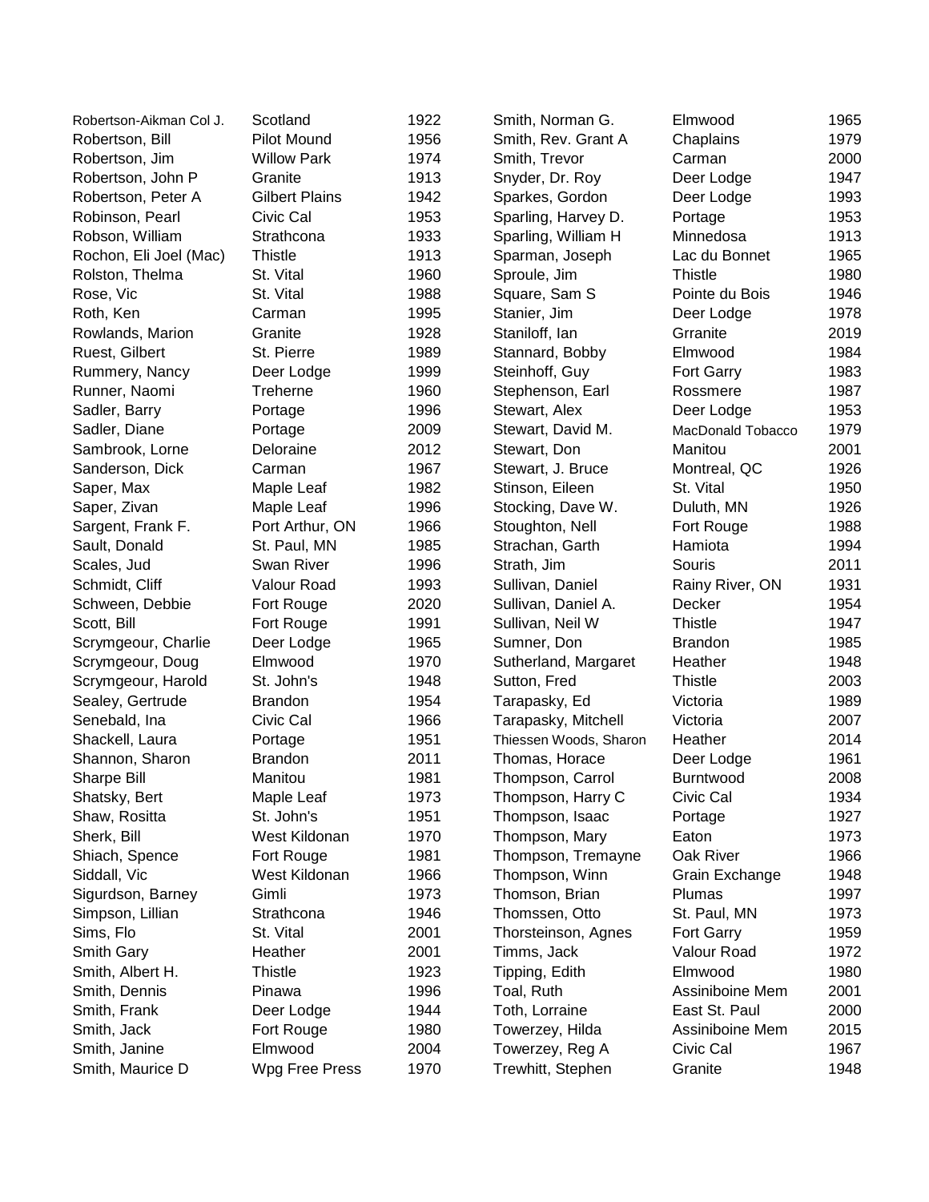| | | |
|---|---|---|
| Robertson-Aikman Col J. | Scotland | 1922 |
| Robertson, Bill | Pilot Mound | 1956 |
| Robertson, Jim | Willow Park | 1974 |
| Robertson, John P | Granite | 1913 |
| Robertson, Peter A | Gilbert Plains | 1942 |
| Robinson, Pearl | Civic Cal | 1953 |
| Robson, William | Strathcona | 1933 |
| Rochon, Eli Joel (Mac) | Thistle | 1913 |
| Rolston, Thelma | St. Vital | 1960 |
| Rose, Vic | St. Vital | 1988 |
| Roth, Ken | Carman | 1995 |
| Rowlands, Marion | Granite | 1928 |
| Ruest, Gilbert | St. Pierre | 1989 |
| Rummery, Nancy | Deer Lodge | 1999 |
| Runner, Naomi | Treherne | 1960 |
| Sadler, Barry | Portage | 1996 |
| Sadler, Diane | Portage | 2009 |
| Sambrook, Lorne | Deloraine | 2012 |
| Sanderson, Dick | Carman | 1967 |
| Saper, Max | Maple Leaf | 1982 |
| Saper, Zivan | Maple Leaf | 1996 |
| Sargent, Frank F. | Port Arthur, ON | 1966 |
| Sault, Donald | St. Paul, MN | 1985 |
| Scales, Jud | Swan River | 1996 |
| Schmidt, Cliff | Valour Road | 1993 |
| Schween, Debbie | Fort Rouge | 2020 |
| Scott, Bill | Fort Rouge | 1991 |
| Scrymgeour, Charlie | Deer Lodge | 1965 |
| Scrymgeour, Doug | Elmwood | 1970 |
| Scrymgeour, Harold | St. John's | 1948 |
| Sealey, Gertrude | Brandon | 1954 |
| Senebald, Ina | Civic Cal | 1966 |
| Shackell, Laura | Portage | 1951 |
| Shannon, Sharon | Brandon | 2011 |
| Sharpe Bill | Manitou | 1981 |
| Shatsky, Bert | Maple Leaf | 1973 |
| Shaw, Rositta | St. John's | 1951 |
| Sherk, Bill | West Kildonan | 1970 |
| Shiach, Spence | Fort Rouge | 1981 |
| Siddall, Vic | West Kildonan | 1966 |
| Sigurdson, Barney | Gimli | 1973 |
| Simpson, Lillian | Strathcona | 1946 |
| Sims, Flo | St. Vital | 2001 |
| Smith Gary | Heather | 2001 |
| Smith, Albert H. | Thistle | 1923 |
| Smith, Dennis | Pinawa | 1996 |
| Smith, Frank | Deer Lodge | 1944 |
| Smith, Jack | Fort Rouge | 1980 |
| Smith, Janine | Elmwood | 2004 |
| Smith, Maurice D | Wpg Free Press | 1970 |
| Smith, Norman G. | Elmwood | 1965 |
| Smith, Rev. Grant A | Chaplains | 1979 |
| Smith, Trevor | Carman | 2000 |
| Snyder, Dr. Roy | Deer Lodge | 1947 |
| Sparkes, Gordon | Deer Lodge | 1993 |
| Sparling, Harvey D. | Portage | 1953 |
| Sparling, William H | Minnedosa | 1913 |
| Sparman, Joseph | Lac du Bonnet | 1965 |
| Sproule, Jim | Thistle | 1980 |
| Square, Sam S | Pointe du Bois | 1946 |
| Stanier, Jim | Deer Lodge | 1978 |
| Staniloff, Ian | Grranite | 2019 |
| Stannard, Bobby | Elmwood | 1984 |
| Steinhoff, Guy | Fort Garry | 1983 |
| Stephenson, Earl | Rossmere | 1987 |
| Stewart, Alex | Deer Lodge | 1953 |
| Stewart, David M. | MacDonald Tobacco | 1979 |
| Stewart, Don | Manitou | 2001 |
| Stewart, J. Bruce | Montreal, QC | 1926 |
| Stinson, Eileen | St. Vital | 1950 |
| Stocking, Dave W. | Duluth, MN | 1926 |
| Stoughton, Nell | Fort Rouge | 1988 |
| Strachan, Garth | Hamiota | 1994 |
| Strath, Jim | Souris | 2011 |
| Sullivan, Daniel | Rainy River, ON | 1931 |
| Sullivan, Daniel A. | Decker | 1954 |
| Sullivan, Neil W | Thistle | 1947 |
| Sumner, Don | Brandon | 1985 |
| Sutherland, Margaret | Heather | 1948 |
| Sutton, Fred | Thistle | 2003 |
| Tarapasky, Ed | Victoria | 1989 |
| Tarapasky, Mitchell | Victoria | 2007 |
| Thiessen Woods, Sharon | Heather | 2014 |
| Thomas, Horace | Deer Lodge | 1961 |
| Thompson, Carrol | Burntwood | 2008 |
| Thompson, Harry C | Civic Cal | 1934 |
| Thompson, Isaac | Portage | 1927 |
| Thompson, Mary | Eaton | 1973 |
| Thompson, Tremayne | Oak River | 1966 |
| Thompson, Winn | Grain Exchange | 1948 |
| Thomson, Brian | Plumas | 1997 |
| Thomssen, Otto | St. Paul, MN | 1973 |
| Thorsteinson, Agnes | Fort Garry | 1959 |
| Timms, Jack | Valour Road | 1972 |
| Tipping, Edith | Elmwood | 1980 |
| Toal, Ruth | Assiniboine Mem | 2001 |
| Toth, Lorraine | East St. Paul | 2000 |
| Towerzey, Hilda | Assiniboine Mem | 2015 |
| Towerzey, Reg A | Civic Cal | 1967 |
| Trewhitt, Stephen | Granite | 1948 |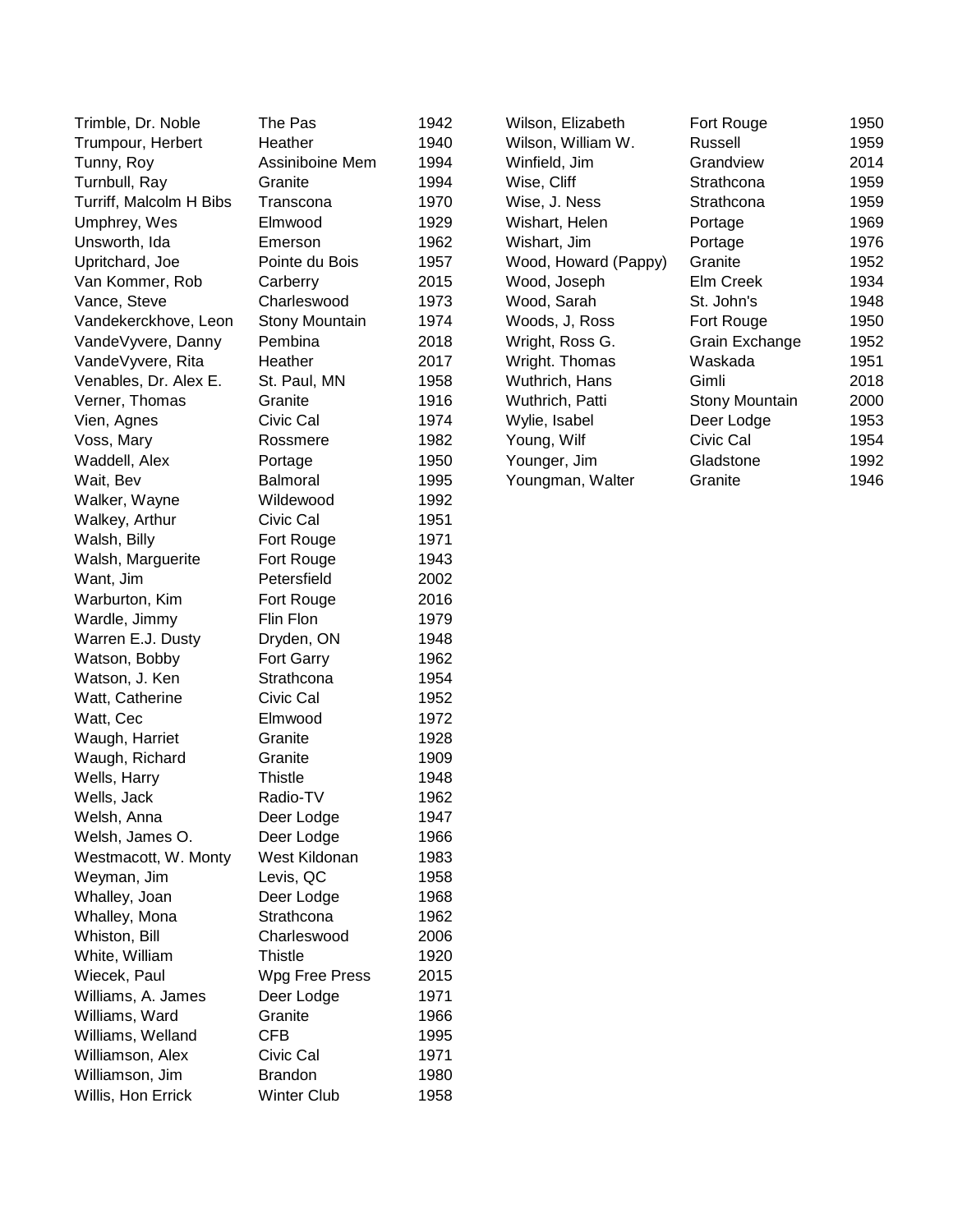| | | |
|---|---|---|
| Trimble, Dr. Noble | The Pas | 1942 |
| Trumpour, Herbert | Heather | 1940 |
| Tunny, Roy | Assiniboine Mem | 1994 |
| Turnbull, Ray | Granite | 1994 |
| Turriff, Malcolm H Bibs | Transcona | 1970 |
| Umphrey, Wes | Elmwood | 1929 |
| Unsworth, Ida | Emerson | 1962 |
| Upritchard, Joe | Pointe du Bois | 1957 |
| Van Kommer, Rob | Carberry | 2015 |
| Vance, Steve | Charleswood | 1973 |
| Vandekerckhove, Leon | Stony Mountain | 1974 |
| VandeVyvere, Danny | Pembina | 2018 |
| VandeVyvere, Rita | Heather | 2017 |
| Venables, Dr. Alex E. | St. Paul, MN | 1958 |
| Verner, Thomas | Granite | 1916 |
| Vien, Agnes | Civic Cal | 1974 |
| Voss, Mary | Rossmere | 1982 |
| Waddell, Alex | Portage | 1950 |
| Wait, Bev | Balmoral | 1995 |
| Walker, Wayne | Wildewood | 1992 |
| Walkey, Arthur | Civic Cal | 1951 |
| Walsh, Billy | Fort Rouge | 1971 |
| Walsh, Marguerite | Fort Rouge | 1943 |
| Want, Jim | Petersfield | 2002 |
| Warburton, Kim | Fort Rouge | 2016 |
| Wardle, Jimmy | Flin Flon | 1979 |
| Warren E.J. Dusty | Dryden, ON | 1948 |
| Watson, Bobby | Fort Garry | 1962 |
| Watson, J. Ken | Strathcona | 1954 |
| Watt, Catherine | Civic Cal | 1952 |
| Watt, Cec | Elmwood | 1972 |
| Waugh, Harriet | Granite | 1928 |
| Waugh, Richard | Granite | 1909 |
| Wells, Harry | Thistle | 1948 |
| Wells, Jack | Radio-TV | 1962 |
| Welsh, Anna | Deer Lodge | 1947 |
| Welsh, James O. | Deer Lodge | 1966 |
| Westmacott, W. Monty | West Kildonan | 1983 |
| Weyman, Jim | Levis, QC | 1958 |
| Whalley, Joan | Deer Lodge | 1968 |
| Whalley, Mona | Strathcona | 1962 |
| Whiston, Bill | Charleswood | 2006 |
| White, William | Thistle | 1920 |
| Wiecek, Paul | Wpg Free Press | 2015 |
| Williams, A. James | Deer Lodge | 1971 |
| Williams, Ward | Granite | 1966 |
| Williams, Welland | CFB | 1995 |
| Williamson, Alex | Civic Cal | 1971 |
| Williamson, Jim | Brandon | 1980 |
| Willis, Hon Errick | Winter Club | 1958 |
| Wilson, Elizabeth | Fort Rouge | 1950 |
| Wilson, William W. | Russell | 1959 |
| Winfield, Jim | Grandview | 2014 |
| Wise, Cliff | Strathcona | 1959 |
| Wise, J. Ness | Strathcona | 1959 |
| Wishart, Helen | Portage | 1969 |
| Wishart, Jim | Portage | 1976 |
| Wood, Howard (Pappy) | Granite | 1952 |
| Wood, Joseph | Elm Creek | 1934 |
| Wood, Sarah | St. John's | 1948 |
| Woods, J, Ross | Fort Rouge | 1950 |
| Wright, Ross G. | Grain Exchange | 1952 |
| Wright. Thomas | Waskada | 1951 |
| Wuthrich, Hans | Gimli | 2018 |
| Wuthrich, Patti | Stony Mountain | 2000 |
| Wylie, Isabel | Deer Lodge | 1953 |
| Young, Wilf | Civic Cal | 1954 |
| Younger, Jim | Gladstone | 1992 |
| Youngman, Walter | Granite | 1946 |